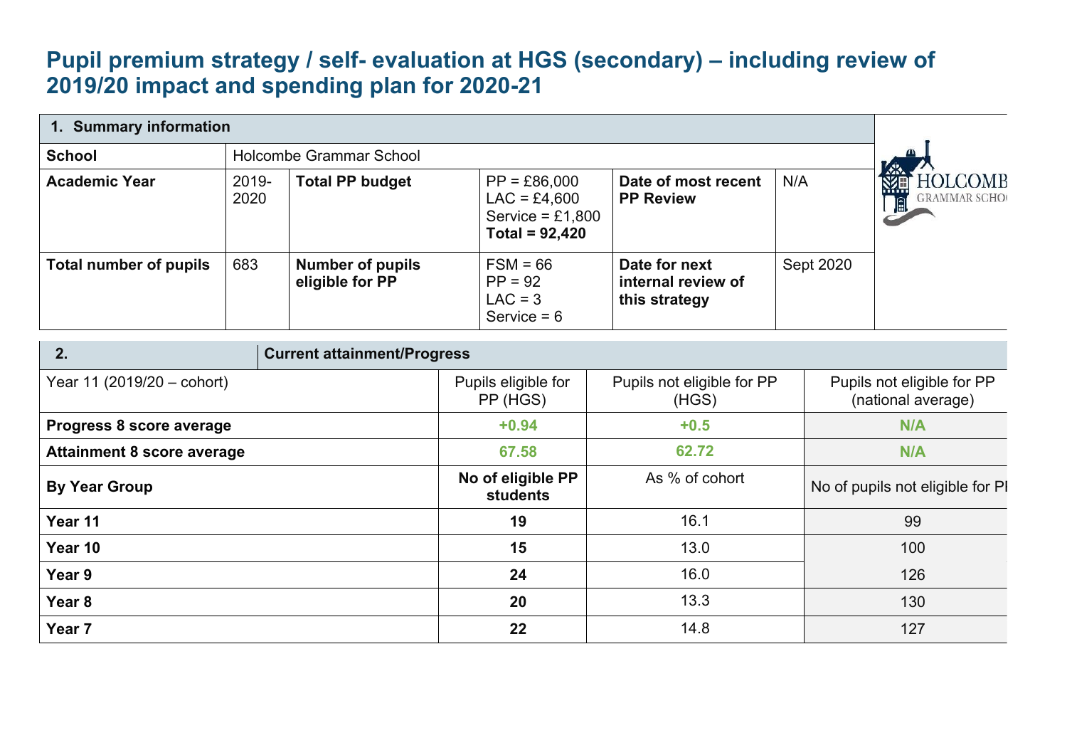# Pupil premium strategy / self- evaluation at HGS (secondary) – including review of 2019/20 impact and spending plan for 2020-21

| 1. Summary information | | | | | |
|---|---|---|---|---|---|
| **School** | Holcombe Grammar School | | | | |
| **Academic Year** | 2019-2020 | **Total PP budget** | PP = £86,000<br>LAC = £4,600<br>Service = £1,800<br>**Total = 92,420** | **Date of most recent PP Review** | N/A |
| **Total number of pupils** | 683 | **Number of pupils eligible for PP** | FSM = 66<br>PP = 92<br>LAC = 3<br>Service = 6 | **Date for next internal review of this strategy** | Sept 2020 |

| 2. Current attainment/Progress | | | |
|---|---|---|---|
| Year 11 (2019/20 – cohort) | Pupils eligible for PP (HGS) | Pupils not eligible for PP (HGS) | Pupils not eligible for PP (national average) |
| **Progress 8 score average** | **+0.94** | **+0.5** | **N/A** |
| **Attainment 8 score average** | **67.58** | **62.72** | **N/A** |
| **By Year Group** | **No of eligible PP students** | As % of cohort | No of pupils not eligible for PP |
| **Year 11** | **19** | 16.1 | 99 |
| **Year 10** | **15** | 13.0 | 100 |
| **Year 9** | **24** | 16.0 | 126 |
| **Year 8** | **20** | 13.3 | 130 |
| **Year 7** | **22** | 14.8 | 127 |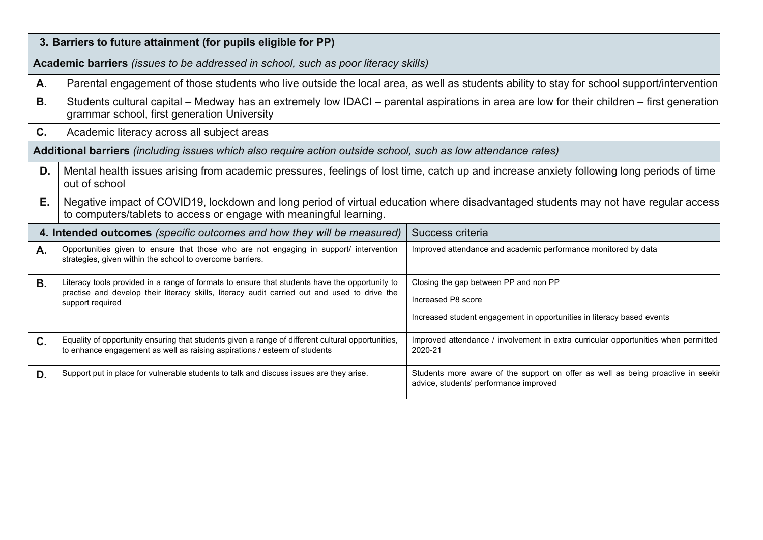| 3. Barriers to future attainment (for pupils eligible for PP) | |
|---|---|
| **Academic barriers** *(issues to be addressed in school, such as poor literacy skills)* | |
| **A.** | Parental engagement of those students who live outside the local area, as well as students ability to stay for school support/intervention |
| **B.** | Students cultural capital – Medway has an extremely low IDACI – parental aspirations in area are low for their children – first generation grammar school, first generation University |
| **C.** | Academic literacy across all subject areas |
| **Additional barriers** *(including issues which also require action outside school, such as low attendance rates)* | |
| **D.** | Mental health issues arising from academic pressures, feelings of lost time, catch up and increase anxiety following long periods of time out of school |
| **E.** | Negative impact of COVID19, lockdown and long period of virtual education where disadvantaged students may not have regular access to computers/tablets to access or engage with meaningful learning. |

| | 4. Intended outcomes *(specific outcomes and how they will be measured)* | Success criteria |
|---|---|---|
| **A.** | Opportunities given to ensure that those who are not engaging in support/ intervention strategies, given within the school to overcome barriers. | Improved attendance and academic performance monitored by data |
| **B.** | Literacy tools provided in a range of formats to ensure that students have the opportunity to practise and develop their literacy skills, literacy audit carried out and used to drive the support required | Closing the gap between PP and non PP<br><br>Increased P8 score<br><br>Increased student engagement in opportunities in literacy based events |
| **C.** | Equality of opportunity ensuring that students given a range of different cultural opportunities, to enhance engagement as well as raising aspirations / esteem of students | Improved attendance / involvement in extra curricular opportunities when permitted 2020-21 |
| **D.** | Support put in place for vulnerable students to talk and discuss issues are they arise. | Students more aware of the support on offer as well as being proactive in seekir advice, students' performance improved |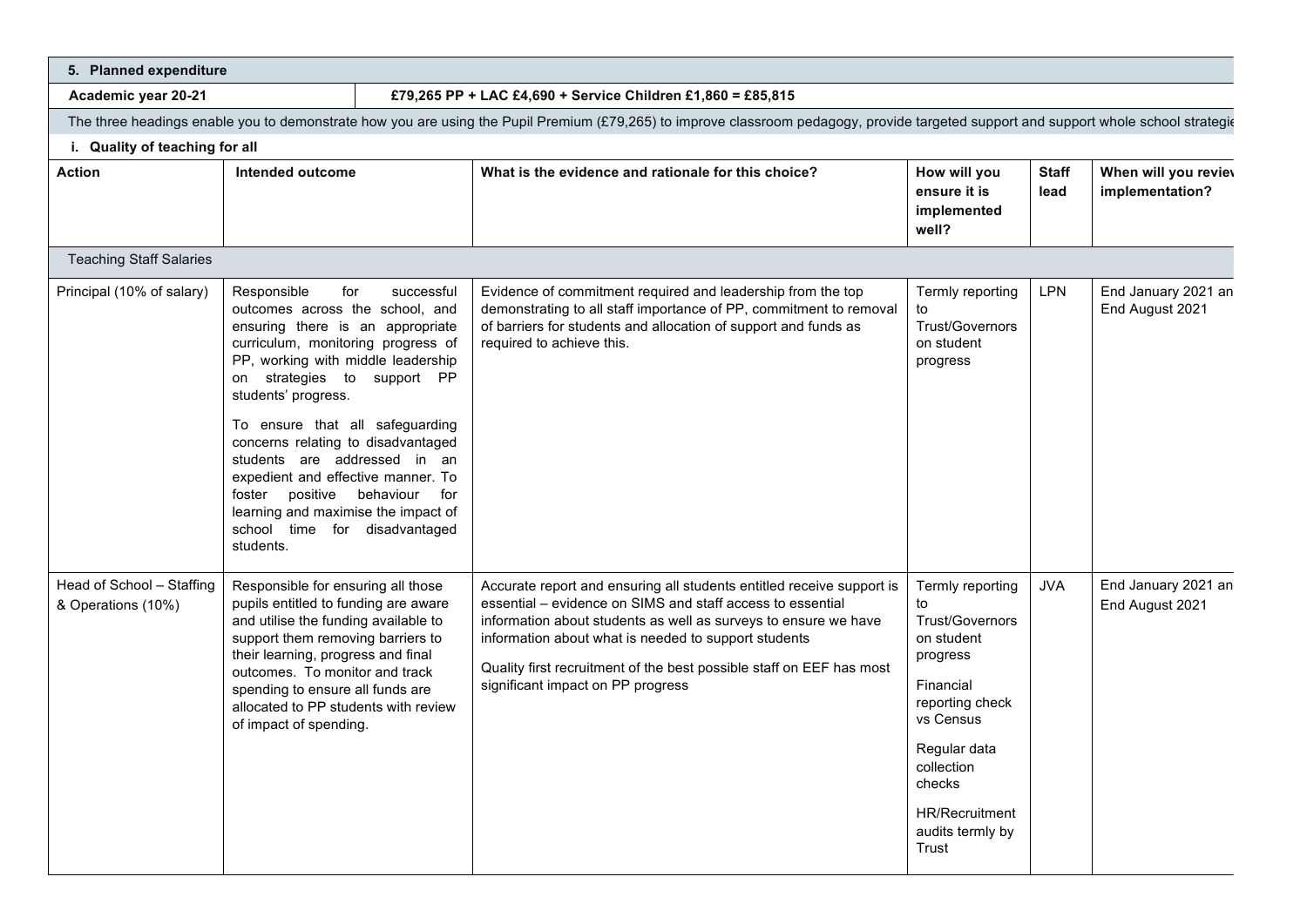| 5. Planned expenditure | | | | | |
|---|---|---|---|---|---|
| **Academic year 20-21** | **£79,265 PP + LAC £4,690 + Service Children £1,860 = £85,815** | | | | |
| The three headings enable you to demonstrate how you are using the Pupil Premium (£79,265) to improve classroom pedagogy, provide targeted support and support whole school strategie | | | | | |
| **i. Quality of teaching for all** | | | | | |
| **Action** | **Intended outcome** | **What is the evidence and rationale for this choice?** | **How will you ensure it is implemented well?** | **Staff lead** | **When will you review implementation?** |
| Teaching Staff Salaries | | | | | |
| Principal (10% of salary) | Responsible for successful outcomes across the school, and ensuring there is an appropriate curriculum, monitoring progress of PP, working with middle leadership on strategies to support PP students' progress.<br><br>To ensure that all safeguarding concerns relating to disadvantaged students are addressed in an expedient and effective manner. To foster positive behaviour for learning and maximise the impact of school time for disadvantaged students. | Evidence of commitment required and leadership from the top demonstrating to all staff importance of PP, commitment to removal of barriers for students and allocation of support and funds as required to achieve this. | Termly reporting to Trust/Governors on student progress | LPN | End January 2021 an End August 2021 |
| Head of School – Staffing & Operations (10%) | Responsible for ensuring all those pupils entitled to funding are aware and utilise the funding available to support them removing barriers to their learning, progress and final outcomes. To monitor and track spending to ensure all funds are allocated to PP students with review of impact of spending. | Accurate report and ensuring all students entitled receive support is essential – evidence on SIMS and staff access to essential information about students as well as surveys to ensure we have information about what is needed to support students<br><br>Quality first recruitment of the best possible staff on EEF has most significant impact on PP progress | Termly reporting to Trust/Governors on student progress<br><br>Financial reporting check vs Census<br><br>Regular data collection checks<br><br>HR/Recruitment audits termly by Trust | JVA | End January 2021 an End August 2021 |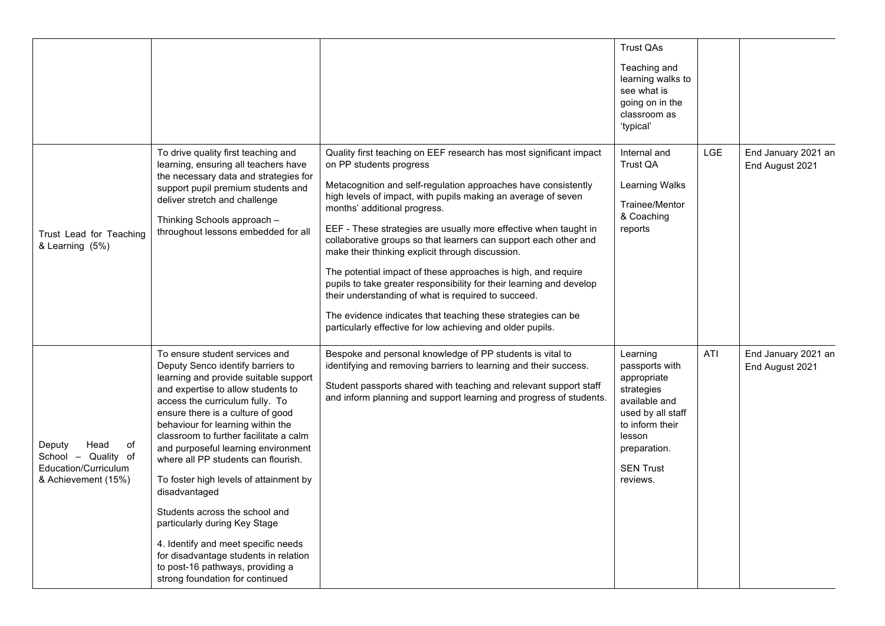| | | | | | |
|---|---|---|---|---|---|
| | | | Trust QAs<br><br>Teaching and learning walks to see what is going on in the classroom as 'typical' | | |
| Trust Lead for Teaching & Learning (5%) | To drive quality first teaching and learning, ensuring all teachers have the necessary data and strategies for support pupil premium students and deliver stretch and challenge<br><br>Thinking Schools approach – throughout lessons embedded for all | Quality first teaching on EEF research has most significant impact on PP students progress<br><br>Metacognition and self-regulation approaches have consistently high levels of impact, with pupils making an average of seven months' additional progress.<br><br>EEF - These strategies are usually more effective when taught in collaborative groups so that learners can support each other and make their thinking explicit through discussion.<br><br>The potential impact of these approaches is high, and require pupils to take greater responsibility for their learning and develop their understanding of what is required to succeed.<br><br>The evidence indicates that teaching these strategies can be particularly effective for low achieving and older pupils. | Internal and Trust QA<br><br>Learning Walks<br><br>Trainee/Mentor & Coaching reports | LGE | End January 2021 an End August 2021 |
| Deputy Head of School – Quality of Education/Curriculum & Achievement (15%) | To ensure student services and Deputy Senco identify barriers to learning and provide suitable support and expertise to allow students to access the curriculum fully. To ensure there is a culture of good behaviour for learning within the classroom to further facilitate a calm and purposeful learning environment where all PP students can flourish.<br><br>To foster high levels of attainment by disadvantaged<br><br>Students across the school and particularly during Key Stage<br><br>4. Identify and meet specific needs for disadvantage students in relation to post-16 pathways, providing a strong foundation for continued | Bespoke and personal knowledge of PP students is vital to identifying and removing barriers to learning and their success.<br><br>Student passports shared with teaching and relevant support staff and inform planning and support learning and progress of students. | Learning passports with appropriate strategies available and used by all staff to inform their lesson preparation.<br><br>SEN Trust reviews. | ATI | End January 2021 an End August 2021 |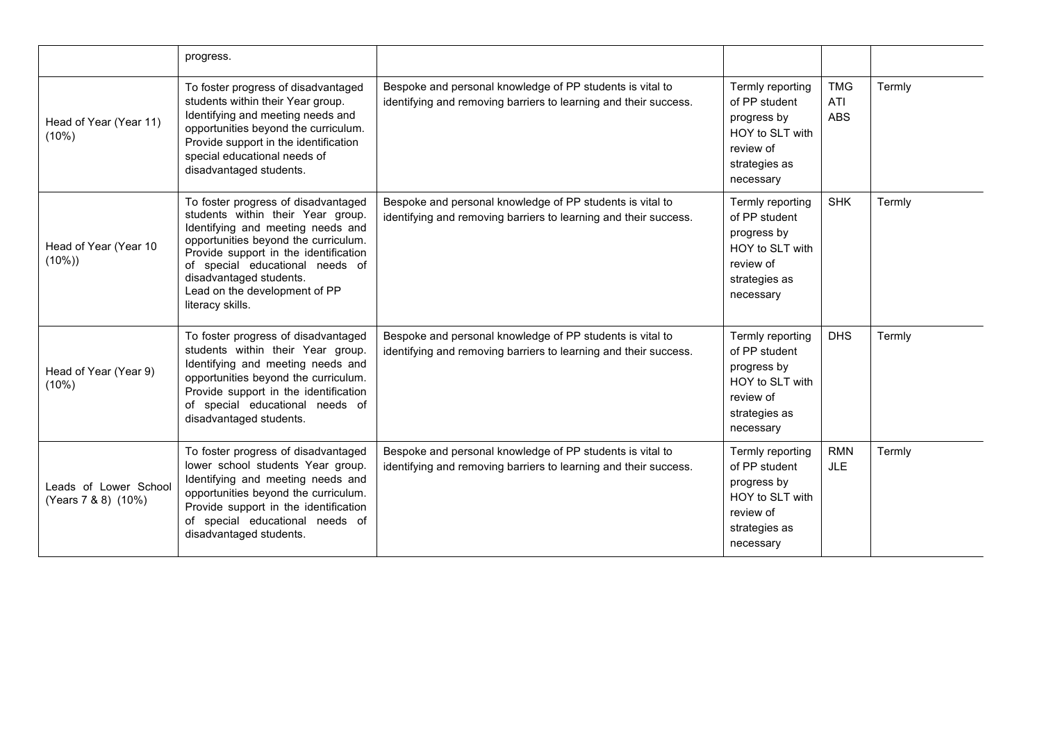| | | | | | |
|---|---|---|---|---|---|
| | progress. | | | | |
| Head of Year (Year 11) (10%) | To foster progress of disadvantaged students within their Year group. Identifying and meeting needs and opportunities beyond the curriculum. Provide support in the identification special educational needs of disadvantaged students. | Bespoke and personal knowledge of PP students is vital to identifying and removing barriers to learning and their success. | Termly reporting of PP student progress by HOY to SLT with review of strategies as necessary | TMG ATI ABS | Termly |
| Head of Year (Year 10 (10%)) | To foster progress of disadvantaged students within their Year group. Identifying and meeting needs and opportunities beyond the curriculum. Provide support in the identification of special educational needs of disadvantaged students. Lead on the development of PP literacy skills. | Bespoke and personal knowledge of PP students is vital to identifying and removing barriers to learning and their success. | Termly reporting of PP student progress by HOY to SLT with review of strategies as necessary | SHK | Termly |
| Head of Year (Year 9) (10%) | To foster progress of disadvantaged students within their Year group. Identifying and meeting needs and opportunities beyond the curriculum. Provide support in the identification of special educational needs of disadvantaged students. | Bespoke and personal knowledge of PP students is vital to identifying and removing barriers to learning and their success. | Termly reporting of PP student progress by HOY to SLT with review of strategies as necessary | DHS | Termly |
| Leads of Lower School (Years 7 & 8) (10%) | To foster progress of disadvantaged lower school students Year group. Identifying and meeting needs and opportunities beyond the curriculum. Provide support in the identification of special educational needs of disadvantaged students. | Bespoke and personal knowledge of PP students is vital to identifying and removing barriers to learning and their success. | Termly reporting of PP student progress by HOY to SLT with review of strategies as necessary | RMN JLE | Termly |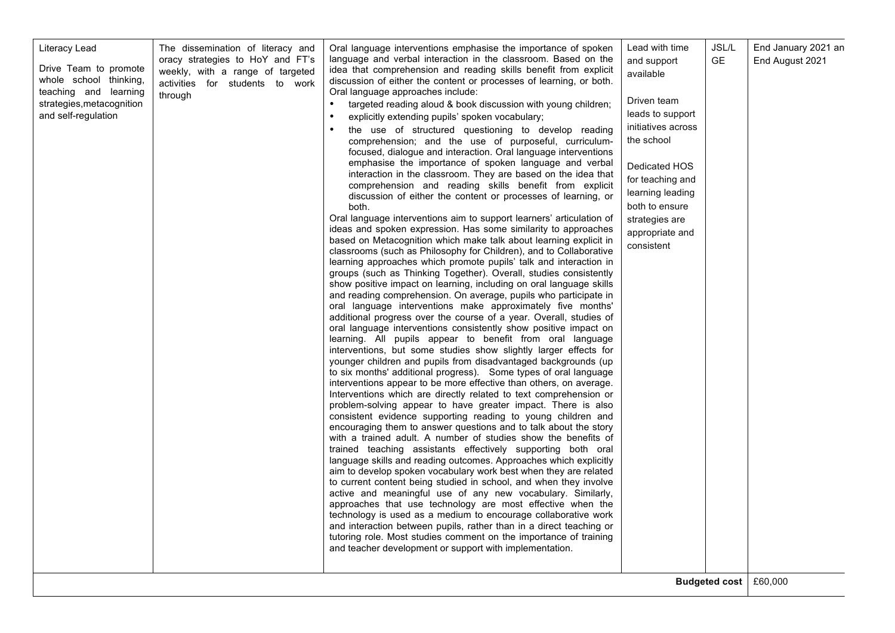| | | | | | |
|---|---|---|---|---|---|
| Literacy Lead<br><br>Drive Team to promote whole school thinking, teaching and learning strategies,metacognition and self-regulation | The dissemination of literacy and oracy strategies to HoY and FT's weekly, with a range of targeted activities for students to work through | Oral language interventions emphasise the importance of spoken language and verbal interaction in the classroom. Based on the idea that comprehension and reading skills benefit from explicit discussion of either the content or processes of learning, or both. Oral language approaches include:<br>• targeted reading aloud & book discussion with young children;<br>• explicitly extending pupils' spoken vocabulary;<br>• the use of structured questioning to develop reading comprehension; and the use of purposeful, curriculum-focused, dialogue and interaction. Oral language interventions emphasise the importance of spoken language and verbal interaction in the classroom. They are based on the idea that comprehension and reading skills benefit from explicit discussion of either the content or processes of learning, or both.<br>Oral language interventions aim to support learners' articulation of ideas and spoken expression. Has some similarity to approaches based on Metacognition which make talk about learning explicit in classrooms (such as Philosophy for Children), and to Collaborative learning approaches which promote pupils' talk and interaction in groups (such as Thinking Together). Overall, studies consistently show positive impact on learning, including on oral language skills and reading comprehension. On average, pupils who participate in oral language interventions make approximately five months' additional progress over the course of a year. Overall, studies of oral language interventions consistently show positive impact on learning. All pupils appear to benefit from oral language interventions, but some studies show slightly larger effects for younger children and pupils from disadvantaged backgrounds (up to six months' additional progress). Some types of oral language interventions appear to be more effective than others, on average. Interventions which are directly related to text comprehension or problem-solving appear to have greater impact. There is also consistent evidence supporting reading to young children and encouraging them to answer questions and to talk about the story with a trained adult. A number of studies show the benefits of trained teaching assistants effectively supporting both oral language skills and reading outcomes. Approaches which explicitly aim to develop spoken vocabulary work best when they are related to current content being studied in school, and when they involve active and meaningful use of any new vocabulary. Similarly, approaches that use technology are most effective when the technology is used as a medium to encourage collaborative work and interaction between pupils, rather than in a direct teaching or tutoring role. Most studies comment on the importance of training and teacher development or support with implementation. | Lead with time and support available<br><br>Driven team leads to support initiatives across the school<br><br>Dedicated HOS for teaching and learning leading both to ensure strategies are appropriate and consistent | JSL/L GE | End January 2021 an End August 2021 |
| | | | | **Budgeted cost** | £60,000 |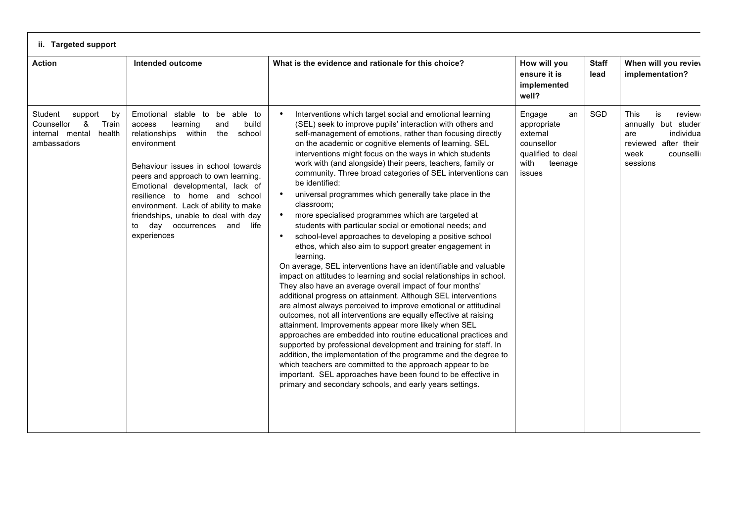**ii. Targeted support**

| Action | Intended outcome | What is the evidence and rationale for this choice? | How will you ensure it is implemented well? | Staff lead | When will you review implementation? |
|---|---|---|---|---|---|
| Student support by Counsellor & Train internal mental health ambassadors | Emotional stable to be able to access learning and build relationships within the school environment<br><br>Behaviour issues in school towards peers and approach to own learning. Emotional developmental, lack of resilience to home and school environment. Lack of ability to make friendships, unable to deal with day to day occurrences and life experiences | • Interventions which target social and emotional learning (SEL) seek to improve pupils' interaction with others and self-management of emotions, rather than focusing directly on the academic or cognitive elements of learning. SEL interventions might focus on the ways in which students work with (and alongside) their peers, teachers, family or community. Three broad categories of SEL interventions can be identified:<br>• universal programmes which generally take place in the classroom;<br>• more specialised programmes which are targeted at students with particular social or emotional needs; and<br>• school-level approaches to developing a positive school ethos, which also aim to support greater engagement in learning.<br>On average, SEL interventions have an identifiable and valuable impact on attitudes to learning and social relationships in school. They also have an average overall impact of four months' additional progress on attainment. Although SEL interventions are almost always perceived to improve emotional or attitudinal outcomes, not all interventions are equally effective at raising attainment. Improvements appear more likely when SEL approaches are embedded into routine educational practices and supported by professional development and training for staff. In addition, the implementation of the programme and the degree to which teachers are committed to the approach appear to be important. SEL approaches have been found to be effective in primary and secondary schools, and early years settings. | Engage an appropriate external counsellor qualified to deal with teenage issues | SGD | This is reviewe annually but studer are individua reviewed after their week counselli sessions |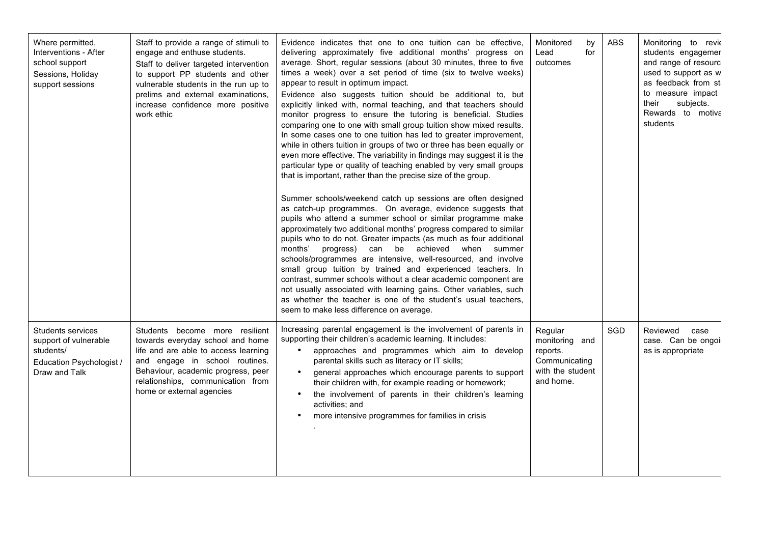| Where permitted, Interventions - After school support Sessions, Holiday support sessions | Staff to provide a range of stimuli to engage and enthuse students.<br>Staff to deliver targeted intervention to support PP students and other vulnerable students in the run up to prelims and external examinations, increase confidence more positive work ethic | Evidence indicates that one to one tuition can be effective, delivering approximately five additional months' progress on average. Short, regular sessions (about 30 minutes, three to five times a week) over a set period of time (six to twelve weeks) appear to result in optimum impact.<br>Evidence also suggests tuition should be additional to, but explicitly linked with, normal teaching, and that teachers should monitor progress to ensure the tutoring is beneficial. Studies comparing one to one with small group tuition show mixed results. In some cases one to one tuition has led to greater improvement, while in others tuition in groups of two or three has been equally or even more effective. The variability in findings may suggest it is the particular type or quality of teaching enabled by very small groups that is important, rather than the precise size of the group.<br><br>Summer schools/weekend catch up sessions are often designed as catch-up programmes. On average, evidence suggests that pupils who attend a summer school or similar programme make approximately two additional months' progress compared to similar pupils who to do not. Greater impacts (as much as four additional months' progress) can be achieved when summer schools/programmes are intensive, well-resourced, and involve small group tuition by trained and experienced teachers. In contrast, summer schools without a clear academic component are not usually associated with learning gains. Other variables, such as whether the teacher is one of the student's usual teachers, seem to make less difference on average. | Monitored by Lead for outcomes | ABS | Monitoring to revie students engagemer and range of resourc used to support as w as feedback from st to measure impact their subjects. Rewards to motiva students |
|---|---|---|---|---|---|
| Students services support of vulnerable students/<br>Education Psychologist / Draw and Talk | Students become more resilient towards everyday school and home life and are able to access learning and engage in school routines. Behaviour, academic progress, peer relationships, communication from home or external agencies | Increasing parental engagement is the involvement of parents in supporting their children's academic learning. It includes:<br>• approaches and programmes which aim to develop parental skills such as literacy or IT skills;<br>• general approaches which encourage parents to support their children with, for example reading or homework;<br>• the involvement of parents in their children's learning activities; and<br>• more intensive programmes for families in crisis<br>. | Regular monitoring and reports. Communicating with the student and home. | SGD | Reviewed case case. Can be ongoi as is appropriate |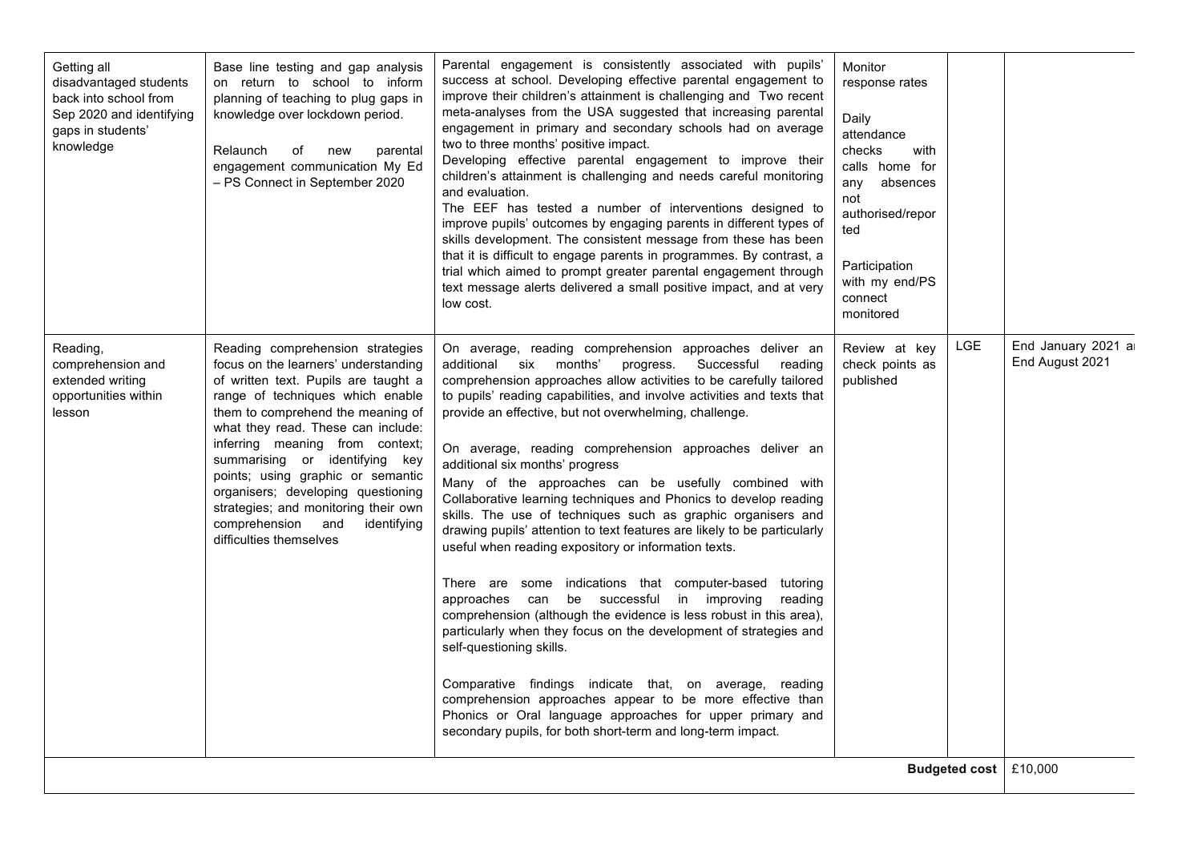| Getting all disadvantaged students back into school from Sep 2020 and identifying gaps in students' knowledge | Base line testing and gap analysis on return to school to inform planning of teaching to plug gaps in knowledge over lockdown period.<br><br>Relaunch of new parental engagement communication My Ed – PS Connect in September 2020 | Parental engagement is consistently associated with pupils' success at school. Developing effective parental engagement to improve their children's attainment is challenging and Two recent meta-analyses from the USA suggested that increasing parental engagement in primary and secondary schools had on average two to three months' positive impact.<br>Developing effective parental engagement to improve their children's attainment is challenging and needs careful monitoring and evaluation.<br>The EEF has tested a number of interventions designed to improve pupils' outcomes by engaging parents in different types of skills development. The consistent message from these has been that it is difficult to engage parents in programmes. By contrast, a trial which aimed to prompt greater parental engagement through text message alerts delivered a small positive impact, and at very low cost. | Monitor response rates<br><br>Daily attendance checks with calls home for any absences not authorised/reported<br><br>Participation with my end/PS connect monitored | | |
|---|---|---|---|---|---|
| Reading, comprehension and extended writing opportunities within lesson | Reading comprehension strategies focus on the learners' understanding of written text. Pupils are taught a range of techniques which enable them to comprehend the meaning of what they read. These can include: inferring meaning from context; summarising or identifying key points; using graphic or semantic organisers; developing questioning strategies; and monitoring their own comprehension and identifying difficulties themselves | On average, reading comprehension approaches deliver an additional six months' progress. Successful reading comprehension approaches allow activities to be carefully tailored to pupils' reading capabilities, and involve activities and texts that provide an effective, but not overwhelming, challenge.<br><br>On average, reading comprehension approaches deliver an additional six months' progress<br>Many of the approaches can be usefully combined with Collaborative learning techniques and Phonics to develop reading skills. The use of techniques such as graphic organisers and drawing pupils' attention to text features are likely to be particularly useful when reading expository or information texts.<br><br>There are some indications that computer-based tutoring approaches can be successful in improving reading comprehension (although the evidence is less robust in this area), particularly when they focus on the development of strategies and self-questioning skills.<br><br>Comparative findings indicate that, on average, reading comprehension approaches appear to be more effective than Phonics or Oral language approaches for upper primary and secondary pupils, for both short-term and long-term impact. | Review at key check points as published | LGE | End January 2021 a End August 2021 |
| | | | | **Budgeted cost** | £10,000 |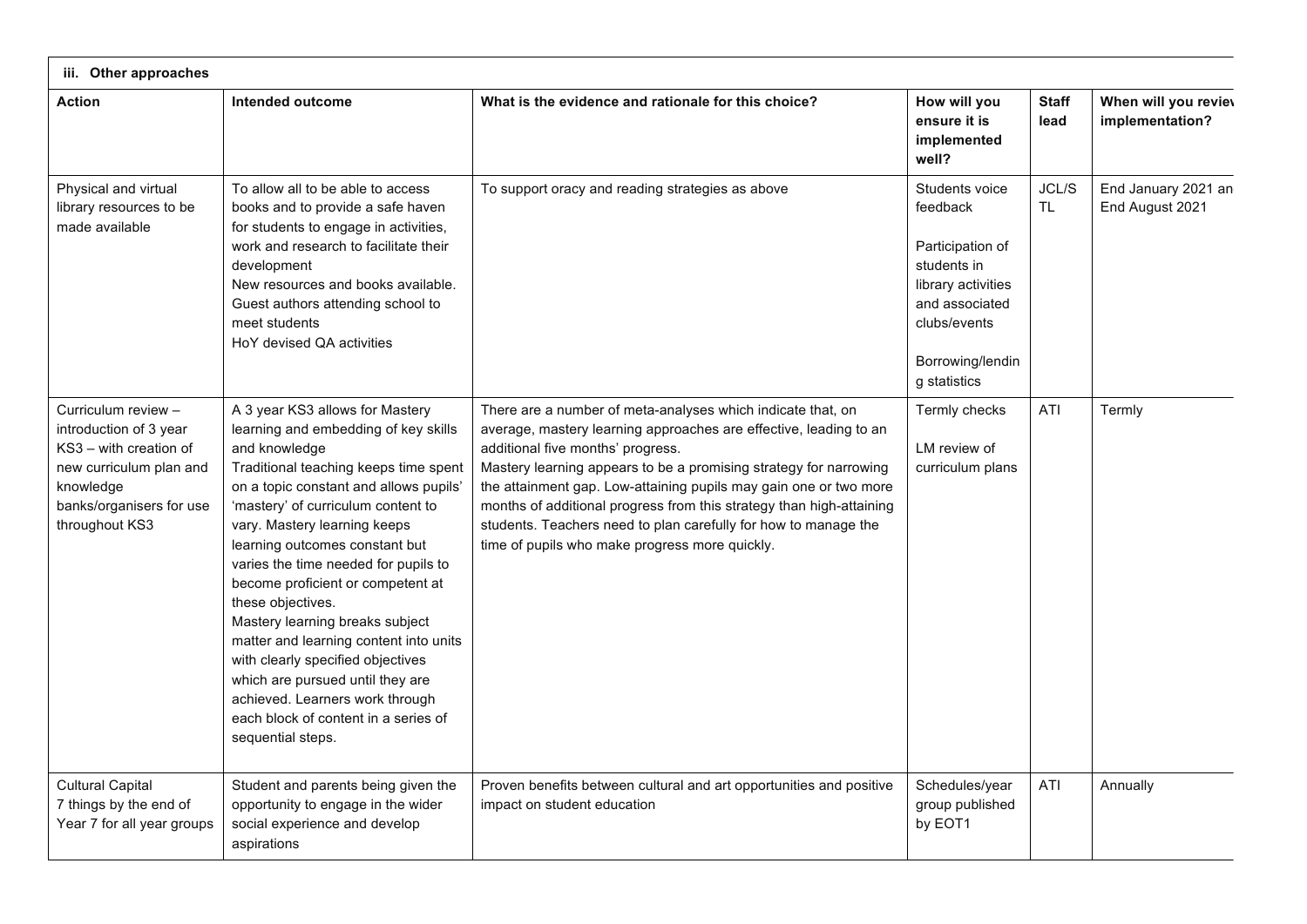| iii. Other approaches | | | | | |
|---|---|---|---|---|---|
| **Action** | **Intended outcome** | **What is the evidence and rationale for this choice?** | **How will you ensure it is implemented well?** | **Staff lead** | **When will you review implementation?** |
| Physical and virtual library resources to be made available | To allow all to be able to access books and to provide a safe haven for students to engage in activities, work and research to facilitate their development<br>New resources and books available.<br>Guest authors attending school to meet students<br>HoY devised QA activities | To support oracy and reading strategies as above | Students voice feedback<br><br>Participation of students in library activities and associated clubs/events<br><br>Borrowing/lending statistics | JCL/STL | End January 2021 and End August 2021 |
| Curriculum review – introduction of 3 year KS3 – with creation of new curriculum plan and knowledge banks/organisers for use throughout KS3 | A 3 year KS3 allows for Mastery learning and embedding of key skills and knowledge<br>Traditional teaching keeps time spent on a topic constant and allows pupils' 'mastery' of curriculum content to vary. Mastery learning keeps learning outcomes constant but varies the time needed for pupils to become proficient or competent at these objectives.<br>Mastery learning breaks subject matter and learning content into units with clearly specified objectives which are pursued until they are achieved. Learners work through each block of content in a series of sequential steps. | There are a number of meta-analyses which indicate that, on average, mastery learning approaches are effective, leading to an additional five months' progress.<br>Mastery learning appears to be a promising strategy for narrowing the attainment gap. Low-attaining pupils may gain one or two more months of additional progress from this strategy than high-attaining students. Teachers need to plan carefully for how to manage the time of pupils who make progress more quickly. | Termly checks<br><br>LM review of curriculum plans | ATI | Termly |
| Cultural Capital<br>7 things by the end of Year 7 for all year groups | Student and parents being given the opportunity to engage in the wider social experience and develop aspirations | Proven benefits between cultural and art opportunities and positive impact on student education | Schedules/year group published by EOT1 | ATI | Annually |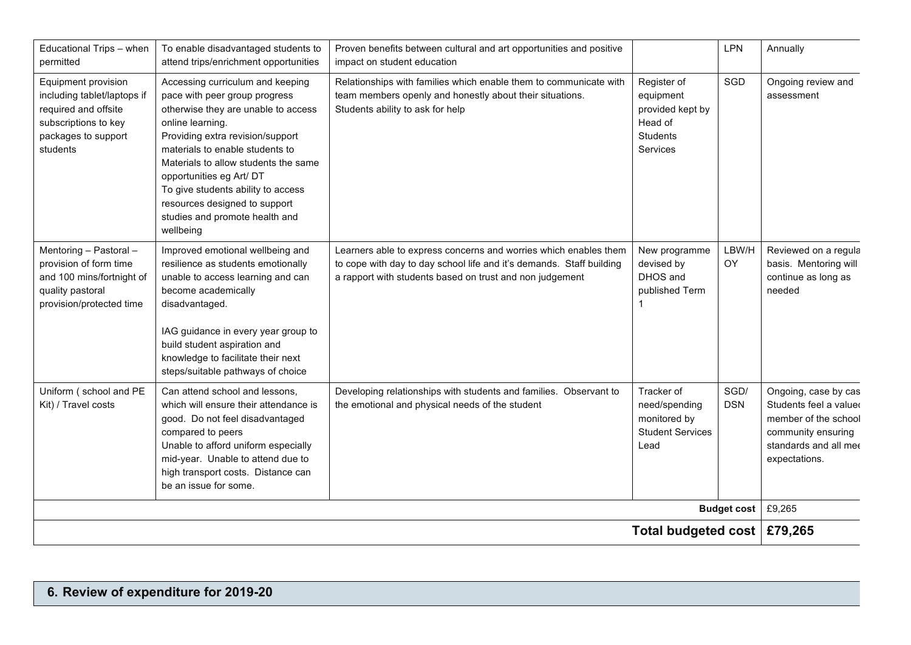| | | | | | |
|---|---|---|---|---|---|
| Educational Trips – when permitted | To enable disadvantaged students to attend trips/enrichment opportunities | Proven benefits between cultural and art opportunities and positive impact on student education | | LPN | Annually |
| Equipment provision including tablet/laptops if required and offsite subscriptions to key packages to support students | Accessing curriculum and keeping pace with peer group progress otherwise they are unable to access online learning.<br>Providing extra revision/support materials to enable students to Materials to allow students the same opportunities eg Art/ DT<br>To give students ability to access resources designed to support studies and promote health and wellbeing | Relationships with families which enable them to communicate with team members openly and honestly about their situations.<br>Students ability to ask for help | Register of equipment provided kept by Head of Students Services | SGD | Ongoing review and assessment |
| Mentoring – Pastoral – provision of form time and 100 mins/fortnight of quality pastoral provision/protected time | Improved emotional wellbeing and resilience as students emotionally unable to access learning and can become academically disadvantaged.<br><br>IAG guidance in every year group to build student aspiration and knowledge to facilitate their next steps/suitable pathways of choice | Learners able to express concerns and worries which enables them to cope with day to day school life and it's demands. Staff building a rapport with students based on trust and non judgement | New programme devised by DHOS and published Term 1 | LBW/HOY | Reviewed on a regula basis. Mentoring will continue as long as needed |
| Uniform ( school and PE Kit) / Travel costs | Can attend school and lessons, which will ensure their attendance is good. Do not feel disadvantaged compared to peers<br>Unable to afford uniform especially mid-year. Unable to attend due to high transport costs. Distance can be an issue for some. | Developing relationships with students and families. Observant to the emotional and physical needs of the student | Tracker of need/spending monitored by Student Services Lead | SGD/ DSN | Ongoing, case by cas Students feel a value member of the school community ensuring standards and all mee expectations. |
| | | | | **Budget cost** | £9,265 |
| | | | | **Total budgeted cost** | **£79,265** |

## 6. Review of expenditure for 2019-20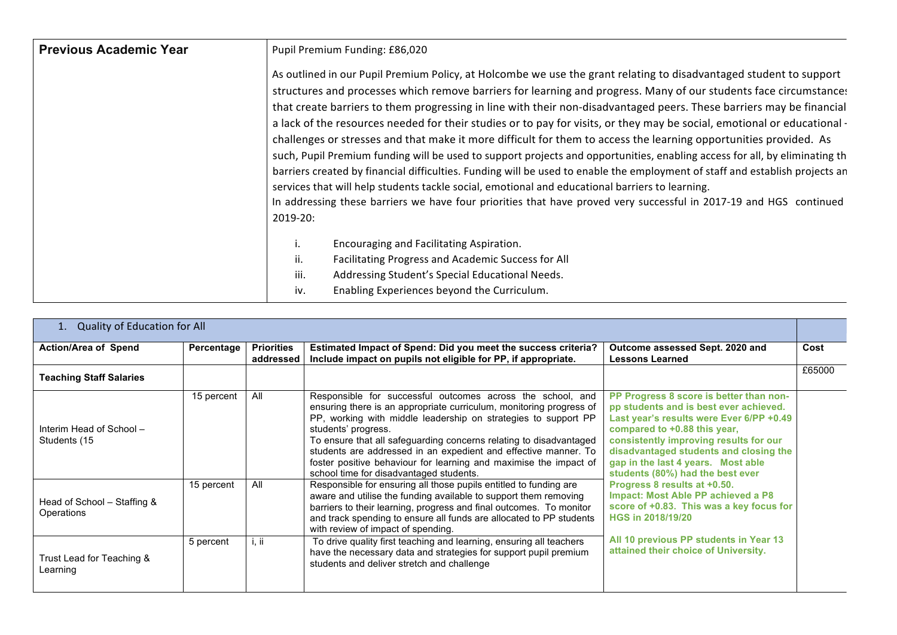| Previous Academic Year | Pupil Premium Funding: £86,020<br><br>As outlined in our Pupil Premium Policy, at Holcombe we use the grant relating to disadvantaged student to support structures and processes which remove barriers for learning and progress. Many of our students face circumstances that create barriers to them progressing in line with their non-disadvantaged peers. These barriers may be financial a lack of the resources needed for their studies or to pay for visits, or they may be social, emotional or educational challenges or stresses and that make it more difficult for them to access the learning opportunities provided. As such, Pupil Premium funding will be used to support projects and opportunities, enabling access for all, by eliminating th barriers created by financial difficulties. Funding will be used to enable the employment of staff and establish projects an services that will help students tackle social, emotional and educational barriers to learning.<br>In addressing these barriers we have four priorities that have proved very successful in 2017-19 and HGS continued 2019-20:<br><br>i. Encouraging and Facilitating Aspiration.<br>ii. Facilitating Progress and Academic Success for All<br>iii. Addressing Student's Special Educational Needs.<br>iv. Enabling Experiences beyond the Curriculum. |
|---|---|

| 1. Quality of Education for All | | | | | |
|---|---|---|---|---|---|
| **Action/Area of Spend** | **Percentage** | **Priorities addressed** | **Estimated Impact of Spend: Did you meet the success criteria? Include impact on pupils not eligible for PP, if appropriate.** | **Outcome assessed Sept. 2020 and Lessons Learned** | **Cost** |
| **Teaching Staff Salaries** | | | | | £65000 |
| Interim Head of School – Students (15 | 15 percent | All | Responsible for successful outcomes across the school, and ensuring there is an appropriate curriculum, monitoring progress of PP, working with middle leadership on strategies to support PP students' progress.<br>To ensure that all safeguarding concerns relating to disadvantaged students are addressed in an expedient and effective manner. To foster positive behaviour for learning and maximise the impact of school time for disadvantaged students. | **PP Progress 8 score is better than non-pp students and is best ever achieved. Last year's results were Ever 6/PP +0.49 compared to +0.88 this year, consistently improving results for our disadvantaged students and closing the gap in the last 4 years. Most able students (80%) had the best ever Progress 8 results at +0.50.<br>Impact: Most Able PP achieved a P8 score of +0.83. This was a key focus for HGS in 2018/19/20<br><br>All 10 previous PP students in Year 13 attained their choice of University.** | |
| Head of School – Staffing & Operations | 15 percent | All | Responsible for ensuring all those pupils entitled to funding are aware and utilise the funding available to support them removing barriers to their learning, progress and final outcomes. To monitor and track spending to ensure all funds are allocated to PP students with review of impact of spending. | | |
| Trust Lead for Teaching & Learning | 5 percent | i, ii | To drive quality first teaching and learning, ensuring all teachers have the necessary data and strategies for support pupil premium students and deliver stretch and challenge | | |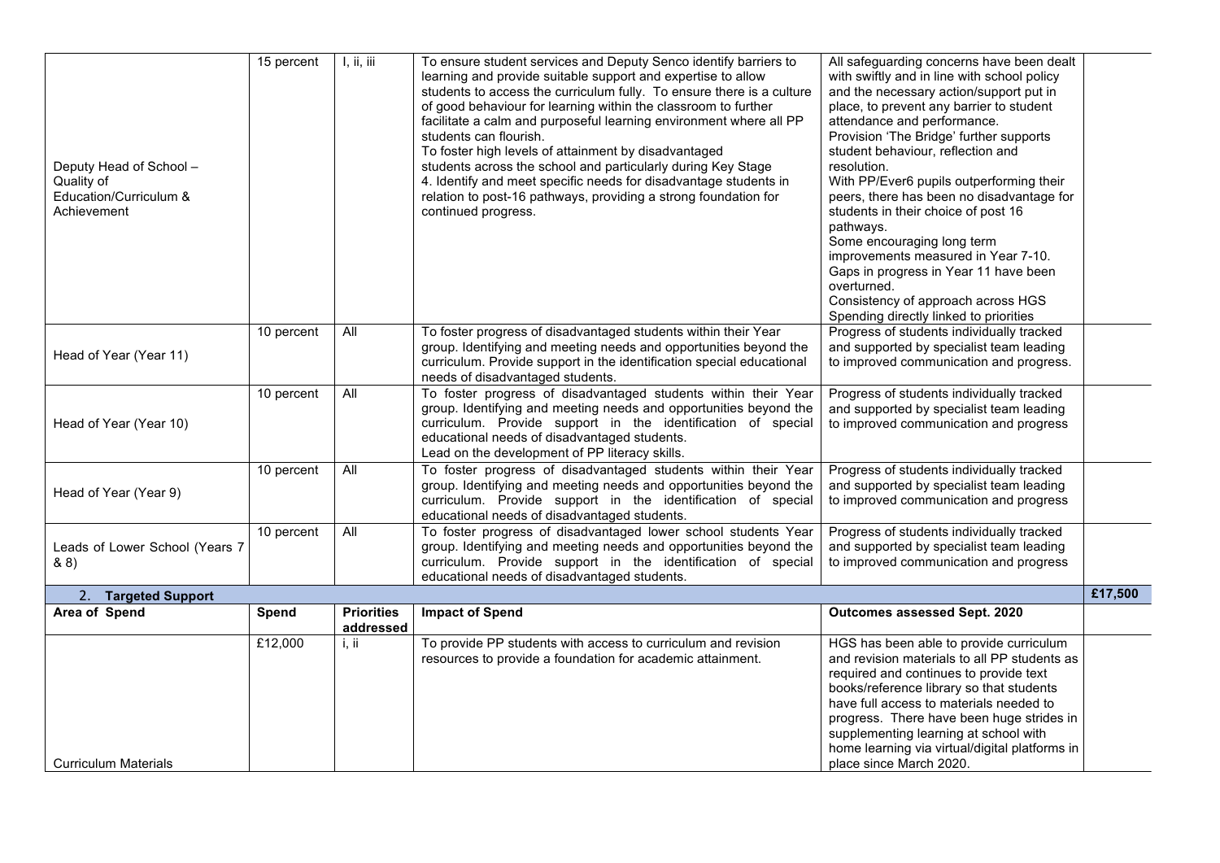| | | | | | |
|---|---|---|---|---|---|
| Deputy Head of School – Quality of Education/Curriculum & Achievement | 15 percent | I, ii, iii | To ensure student services and Deputy Senco identify barriers to learning and provide suitable support and expertise to allow students to access the curriculum fully. To ensure there is a culture of good behaviour for learning within the classroom to further facilitate a calm and purposeful learning environment where all PP students can flourish.<br>To foster high levels of attainment by disadvantaged students across the school and particularly during Key Stage 4. Identify and meet specific needs for disadvantage students in relation to post-16 pathways, providing a strong foundation for continued progress. | All safeguarding concerns have been dealt with swiftly and in line with school policy and the necessary action/support put in place, to prevent any barrier to student attendance and performance.<br>Provision 'The Bridge' further supports student behaviour, reflection and resolution.<br>With PP/Ever6 pupils outperforming their peers, there has been no disadvantage for students in their choice of post 16 pathways.<br>Some encouraging long term improvements measured in Year 7-10.<br>Gaps in progress in Year 11 have been overturned.<br>Consistency of approach across HGS<br>Spending directly linked to priorities | |
| Head of Year (Year 11) | 10 percent | All | To foster progress of disadvantaged students within their Year group. Identifying and meeting needs and opportunities beyond the curriculum. Provide support in the identification special educational needs of disadvantaged students. | Progress of students individually tracked and supported by specialist team leading to improved communication and progress. | |
| Head of Year (Year 10) | 10 percent | All | To foster progress of disadvantaged students within their Year group. Identifying and meeting needs and opportunities beyond the curriculum. Provide support in the identification of special educational needs of disadvantaged students.<br>Lead on the development of PP literacy skills. | Progress of students individually tracked and supported by specialist team leading to improved communication and progress | |
| Head of Year (Year 9) | 10 percent | All | To foster progress of disadvantaged students within their Year group. Identifying and meeting needs and opportunities beyond the curriculum. Provide support in the identification of special educational needs of disadvantaged students. | Progress of students individually tracked and supported by specialist team leading to improved communication and progress | |
| Leads of Lower School (Years 7 & 8) | 10 percent | All | To foster progress of disadvantaged lower school students Year group. Identifying and meeting needs and opportunities beyond the curriculum. Provide support in the identification of special educational needs of disadvantaged students. | Progress of students individually tracked and supported by specialist team leading to improved communication and progress | |
| **2. Targeted Support** | | | | | **£17,500** |
| **Area of Spend** | **Spend** | **Priorities addressed** | **Impact of Spend** | **Outcomes assessed Sept. 2020** | |
| Curriculum Materials | £12,000 | i, ii | To provide PP students with access to curriculum and revision resources to provide a foundation for academic attainment. | HGS has been able to provide curriculum and revision materials to all PP students as required and continues to provide text books/reference library so that students have full access to materials needed to progress. There have been huge strides in supplementing learning at school with home learning via virtual/digital platforms in place since March 2020. | |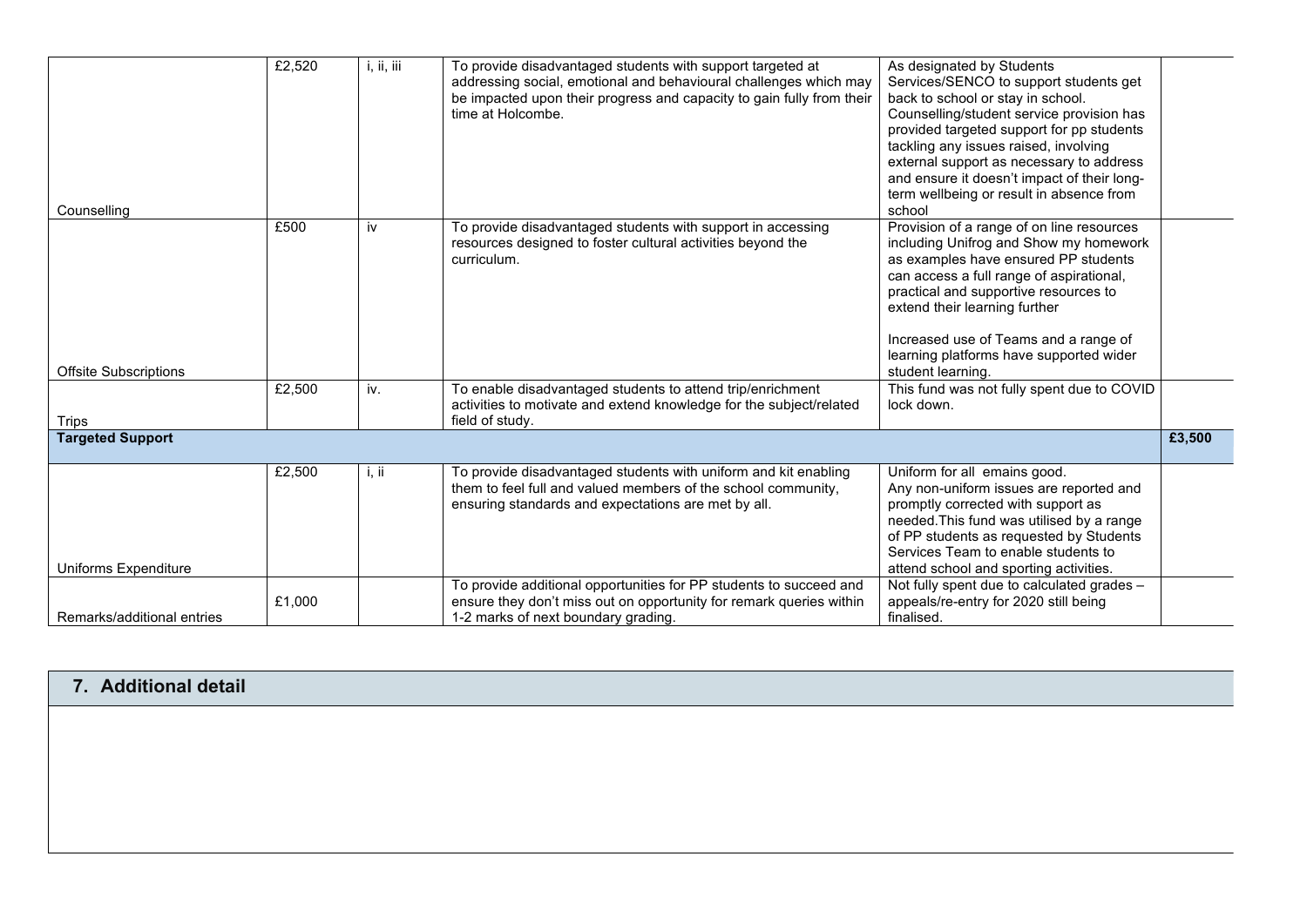| | | | | | |
|---|---|---|---|---|---|
| Counselling | £2,520 | i, ii, iii | To provide disadvantaged students with support targeted at addressing social, emotional and behavioural challenges which may be impacted upon their progress and capacity to gain fully from their time at Holcombe. | As designated by Students Services/SENCO to support students get back to school or stay in school. Counselling/student service provision has provided targeted support for pp students tackling any issues raised, involving external support as necessary to address and ensure it doesn't impact of their long-term wellbeing or result in absence from school | |
| Offsite Subscriptions | £500 | iv | To provide disadvantaged students with support in accessing resources designed to foster cultural activities beyond the curriculum. | Provision of a range of on line resources including Unifrog and Show my homework as examples have ensured PP students can access a full range of aspirational, practical and supportive resources to extend their learning further<br><br>Increased use of Teams and a range of learning platforms have supported wider student learning. | |
| Trips | £2,500 | iv. | To enable disadvantaged students to attend trip/enrichment activities to motivate and extend knowledge for the subject/related field of study. | This fund was not fully spent due to COVID lock down. | |
| **Targeted Support** | | | | | **£3,500** |
| Uniforms Expenditure | £2,500 | i, ii | To provide disadvantaged students with uniform and kit enabling them to feel full and valued members of the school community, ensuring standards and expectations are met by all. | Uniform for all emains good.<br>Any non-uniform issues are reported and promptly corrected with support as needed.This fund was utilised by a range of PP students as requested by Students Services Team to enable students to attend school and sporting activities. | |
| Remarks/additional entries | £1,000 | | To provide additional opportunities for PP students to succeed and ensure they don't miss out on opportunity for remark queries within 1-2 marks of next boundary grading. | Not fully spent due to calculated grades – appeals/re-entry for 2020 still being finalised. | |

## 7. Additional detail